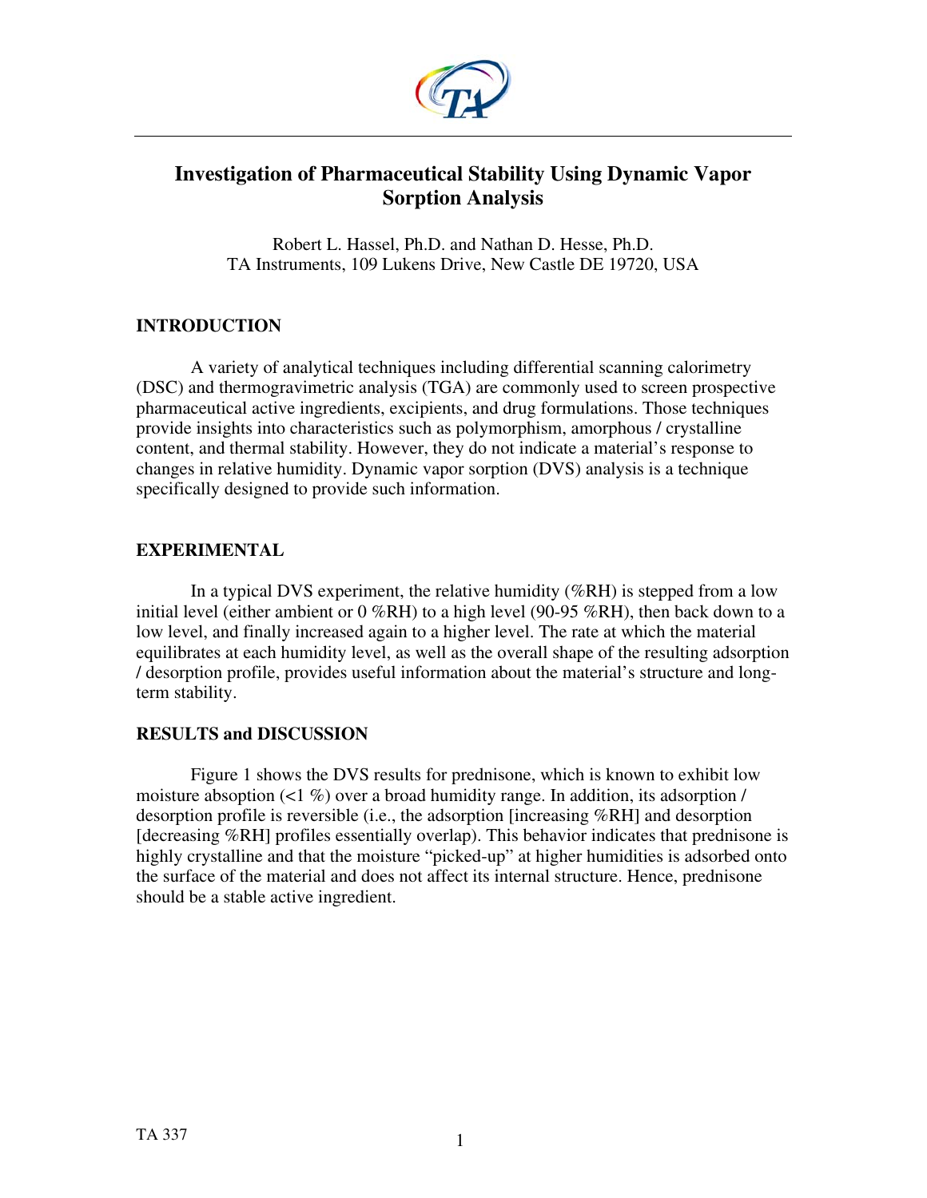# Investigation of Pharmaceutical Stability Using Dynamic Vapor Sorption Analysis

Robert L. Hassel, Ph.D. and Nathan D. Hesse, Ph.D.
TA Instruments, 109 Lukens Drive, New Castle DE 19720, USA

## INTRODUCTION

A variety of analytical techniques including differential scanning calorimetry (DSC) and thermogravimetric analysis (TGA) are commonly used to screen prospective pharmaceutical active ingredients, excipients, and drug formulations. Those techniques provide insights into characteristics such as polymorphism, amorphous / crystalline content, and thermal stability. However, they do not indicate a material's response to changes in relative humidity. Dynamic vapor sorption (DVS) analysis is a technique specifically designed to provide such information.

## EXPERIMENTAL

In a typical DVS experiment, the relative humidity (%RH) is stepped from a low initial level (either ambient or 0 %RH) to a high level (90-95 %RH), then back down to a low level, and finally increased again to a higher level. The rate at which the material equilibrates at each humidity level, as well as the overall shape of the resulting adsorption / desorption profile, provides useful information about the material's structure and long-term stability.

## RESULTS and DISCUSSION

Figure 1 shows the DVS results for prednisone, which is known to exhibit low moisture absoption (<1 %) over a broad humidity range. In addition, its adsorption / desorption profile is reversible (i.e., the adsorption [increasing %RH] and desorption [decreasing %RH] profiles essentially overlap). This behavior indicates that prednisone is highly crystalline and that the moisture "picked-up" at higher humidities is adsorbed onto the surface of the material and does not affect its internal structure. Hence, prednisone should be a stable active ingredient.

TA 337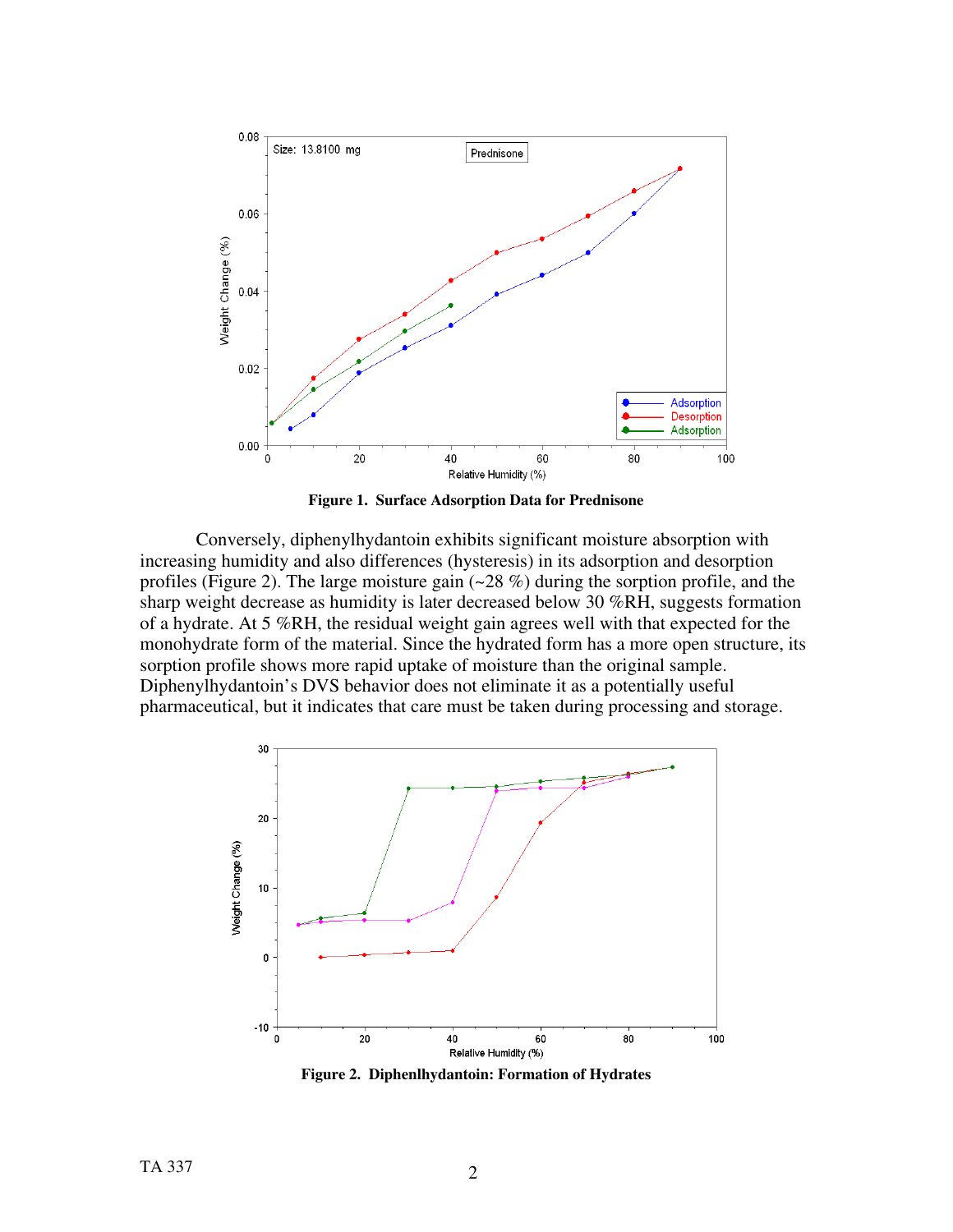**Figure 1. Surface Adsorption Data for Prednisone**

Conversely, diphenylhydantoin exhibits significant moisture absorption with increasing humidity and also differences (hysteresis) in its adsorption and desorption profiles (Figure 2). The large moisture gain (~28 %) during the sorption profile, and the sharp weight decrease as humidity is later decreased below 30 %RH, suggests formation of a hydrate. At 5 %RH, the residual weight gain agrees well with that expected for the monohydrate form of the material. Since the hydrated form has a more open structure, its sorption profile shows more rapid uptake of moisture than the original sample. Diphenylhydantoin's DVS behavior does not eliminate it as a potentially useful pharmaceutical, but it indicates that care must be taken during processing and storage.

**Figure 2. Diphenlhydantoin: Formation of Hydrates**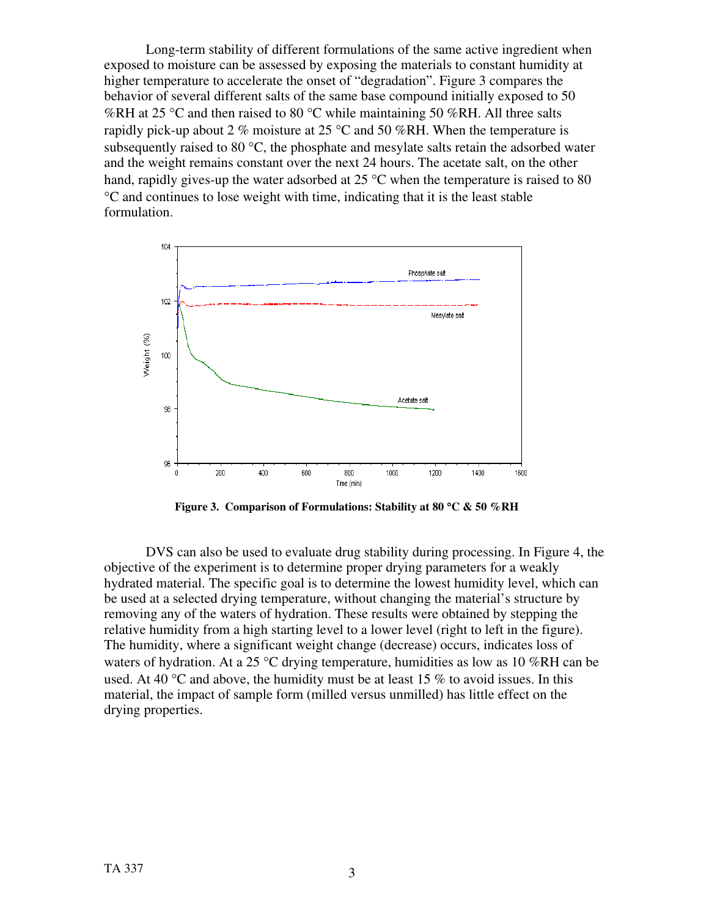Long-term stability of different formulations of the same active ingredient when exposed to moisture can be assessed by exposing the materials to constant humidity at higher temperature to accelerate the onset of "degradation". Figure 3 compares the behavior of several different salts of the same base compound initially exposed to 50 %RH at 25 °C and then raised to 80 °C while maintaining 50 %RH. All three salts rapidly pick-up about 2 % moisture at 25 °C and 50 %RH. When the temperature is subsequently raised to 80 °C, the phosphate and mesylate salts retain the adsorbed water and the weight remains constant over the next 24 hours. The acetate salt, on the other hand, rapidly gives-up the water adsorbed at 25 °C when the temperature is raised to 80 °C and continues to lose weight with time, indicating that it is the least stable formulation.

**Figure 3. Comparison of Formulations: Stability at 80 °C & 50 %RH**

DVS can also be used to evaluate drug stability during processing. In Figure 4, the objective of the experiment is to determine proper drying parameters for a weakly hydrated material. The specific goal is to determine the lowest humidity level, which can be used at a selected drying temperature, without changing the material's structure by removing any of the waters of hydration. These results were obtained by stepping the relative humidity from a high starting level to a lower level (right to left in the figure). The humidity, where a significant weight change (decrease) occurs, indicates loss of waters of hydration. At a 25 °C drying temperature, humidities as low as 10 %RH can be used. At 40 °C and above, the humidity must be at least 15 % to avoid issues. In this material, the impact of sample form (milled versus unmilled) has little effect on the drying properties.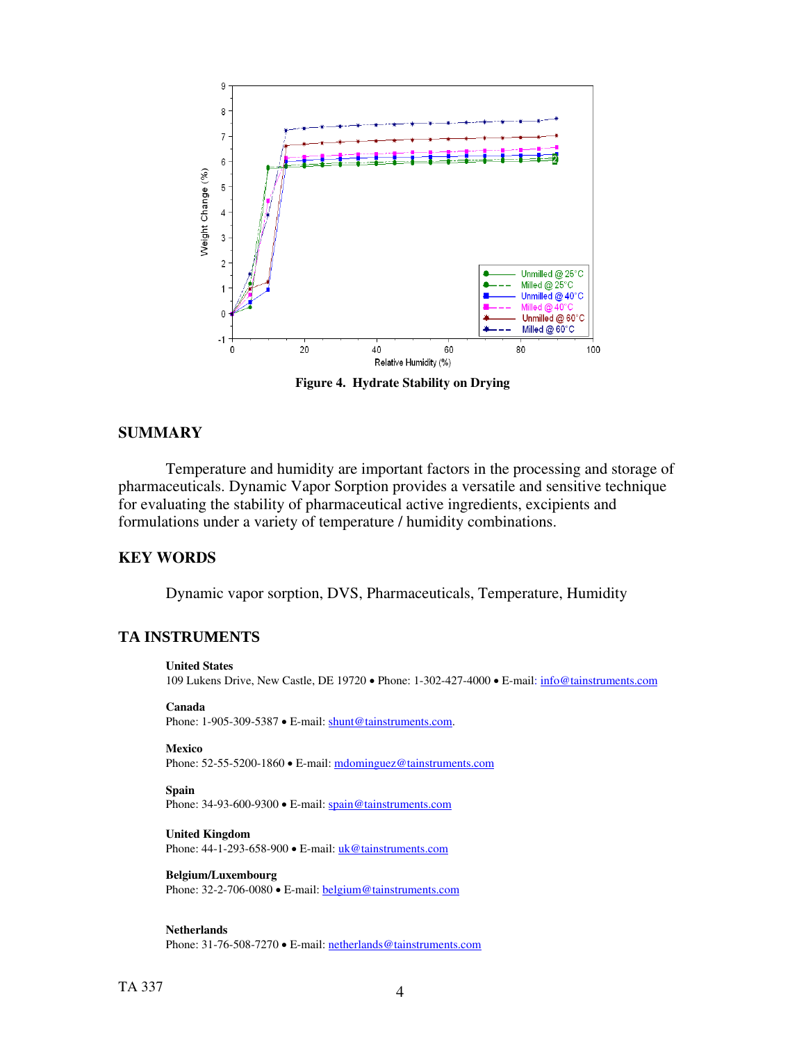**Figure 4. Hydrate Stability on Drying**

## SUMMARY

Temperature and humidity are important factors in the processing and storage of pharmaceuticals. Dynamic Vapor Sorption provides a versatile and sensitive technique for evaluating the stability of pharmaceutical active ingredients, excipients and formulations under a variety of temperature / humidity combinations.

## KEY WORDS

Dynamic vapor sorption, DVS, Pharmaceuticals, Temperature, Humidity

## TA INSTRUMENTS

**United States**
109 Lukens Drive, New Castle, DE 19720 • Phone: 1-302-427-4000 • E-mail: info@tainstruments.com

**Canada**
Phone: 1-905-309-5387 • E-mail: shunt@tainstruments.com.

**Mexico**
Phone: 52-55-5200-1860 • E-mail: mdominguez@tainstruments.com

**Spain**
Phone: 34-93-600-9300 • E-mail: spain@tainstruments.com

**United Kingdom**
Phone: 44-1-293-658-900 • E-mail: uk@tainstruments.com

**Belgium/Luxembourg**
Phone: 32-2-706-0080 • E-mail: belgium@tainstruments.com

**Netherlands**
Phone: 31-76-508-7270 • E-mail: netherlands@tainstruments.com

TA 337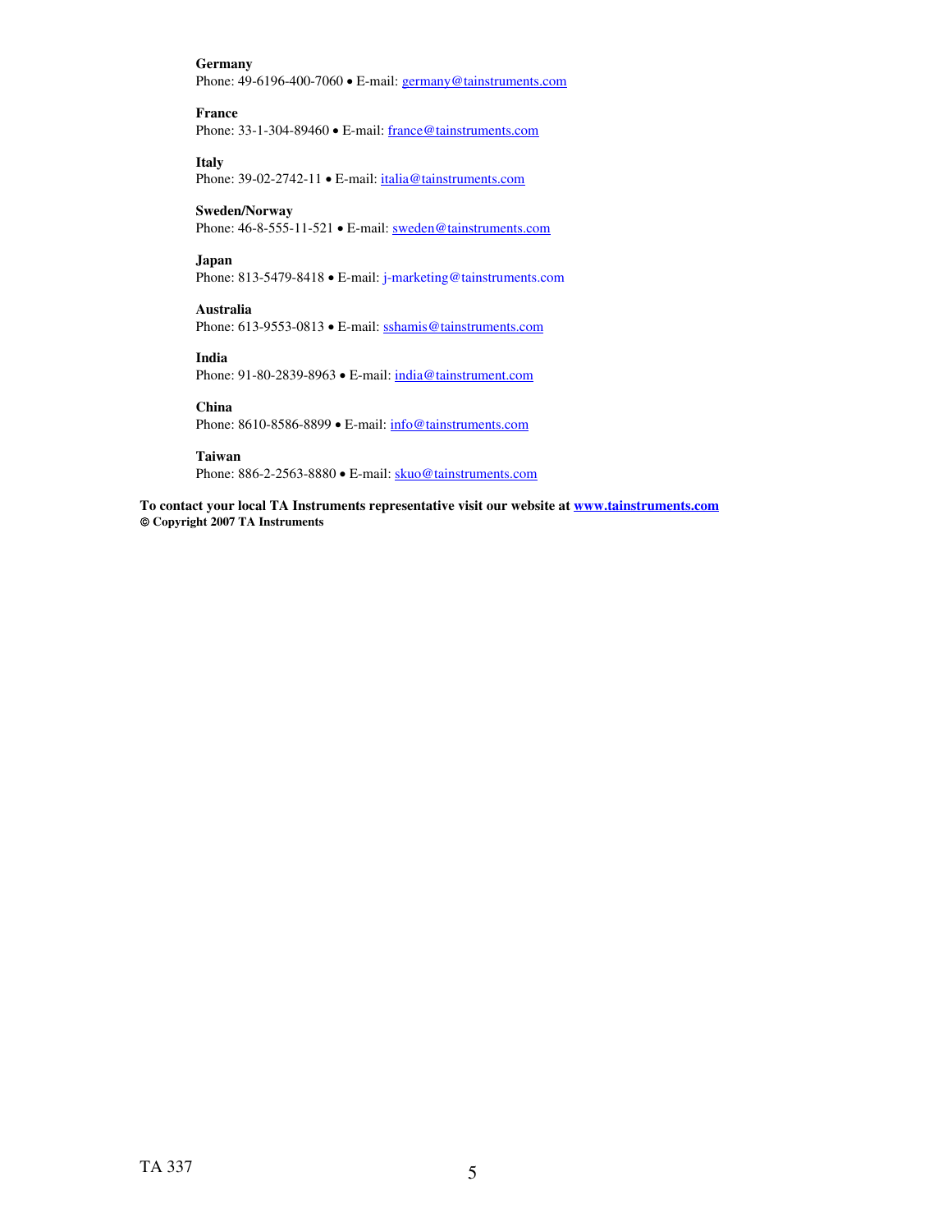**Germany**
Phone: 49-6196-400-7060 • E-mail: germany@tainstruments.com

**France**
Phone: 33-1-304-89460 • E-mail: france@tainstruments.com

**Italy**
Phone: 39-02-2742-11 • E-mail: italia@tainstruments.com

**Sweden/Norway**
Phone: 46-8-555-11-521 • E-mail: sweden@tainstruments.com

**Japan**
Phone: 813-5479-8418 • E-mail: j-marketing@tainstruments.com

**Australia**
Phone: 613-9553-0813 • E-mail: sshamis@tainstruments.com

**India**
Phone: 91-80-2839-8963 • E-mail: india@tainstrument.com

**China**
Phone: 8610-8586-8899 • E-mail: info@tainstruments.com

**Taiwan**
Phone: 886-2-2563-8880 • E-mail: skuo@tainstruments.com

**To contact your local TA Instruments representative visit our website at www.tainstruments.com**
**© Copyright 2007 TA Instruments**

TA 337